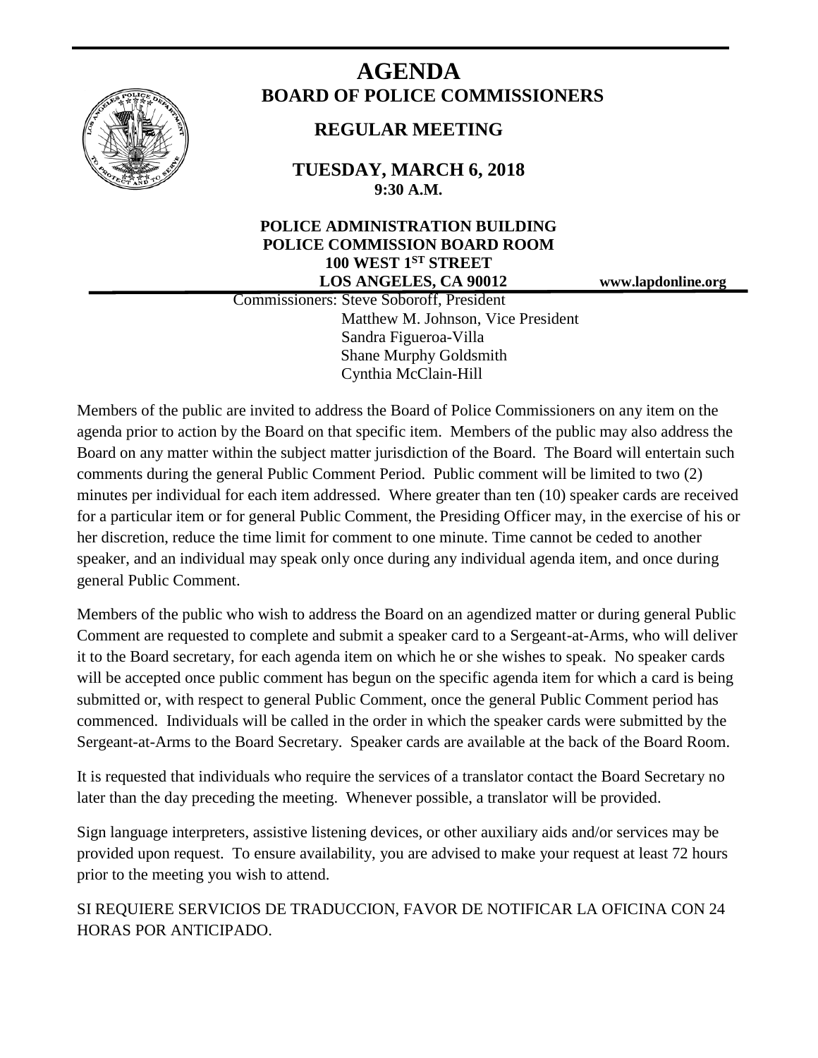# AGENDA

## BOARD OF POLICE COMMISSIONERS

### REGULAR MEETING

**TUESDAY, MARCH 6, 2018**
**9:30 A.M.**

**POLICE ADMINISTRATION BUILDING**
**POLICE COMMISSION BOARD ROOM**
**100 WEST 1ST STREET**
**LOS ANGELES, CA 90012**

**www.lapdonline.org**

Commissioners: Steve Soboroff, President
Matthew M. Johnson, Vice President
Sandra Figueroa-Villa
Shane Murphy Goldsmith
Cynthia McClain-Hill

Members of the public are invited to address the Board of Police Commissioners on any item on the agenda prior to action by the Board on that specific item. Members of the public may also address the Board on any matter within the subject matter jurisdiction of the Board. The Board will entertain such comments during the general Public Comment Period. Public comment will be limited to two (2) minutes per individual for each item addressed. Where greater than ten (10) speaker cards are received for a particular item or for general Public Comment, the Presiding Officer may, in the exercise of his or her discretion, reduce the time limit for comment to one minute. Time cannot be ceded to another speaker, and an individual may speak only once during any individual agenda item, and once during general Public Comment.

Members of the public who wish to address the Board on an agendized matter or during general Public Comment are requested to complete and submit a speaker card to a Sergeant-at-Arms, who will deliver it to the Board secretary, for each agenda item on which he or she wishes to speak. No speaker cards will be accepted once public comment has begun on the specific agenda item for which a card is being submitted or, with respect to general Public Comment, once the general Public Comment period has commenced. Individuals will be called in the order in which the speaker cards were submitted by the Sergeant-at-Arms to the Board Secretary. Speaker cards are available at the back of the Board Room.

It is requested that individuals who require the services of a translator contact the Board Secretary no later than the day preceding the meeting. Whenever possible, a translator will be provided.

Sign language interpreters, assistive listening devices, or other auxiliary aids and/or services may be provided upon request. To ensure availability, you are advised to make your request at least 72 hours prior to the meeting you wish to attend.

SI REQUIERE SERVICIOS DE TRADUCCION, FAVOR DE NOTIFICAR LA OFICINA CON 24 HORAS POR ANTICIPADO.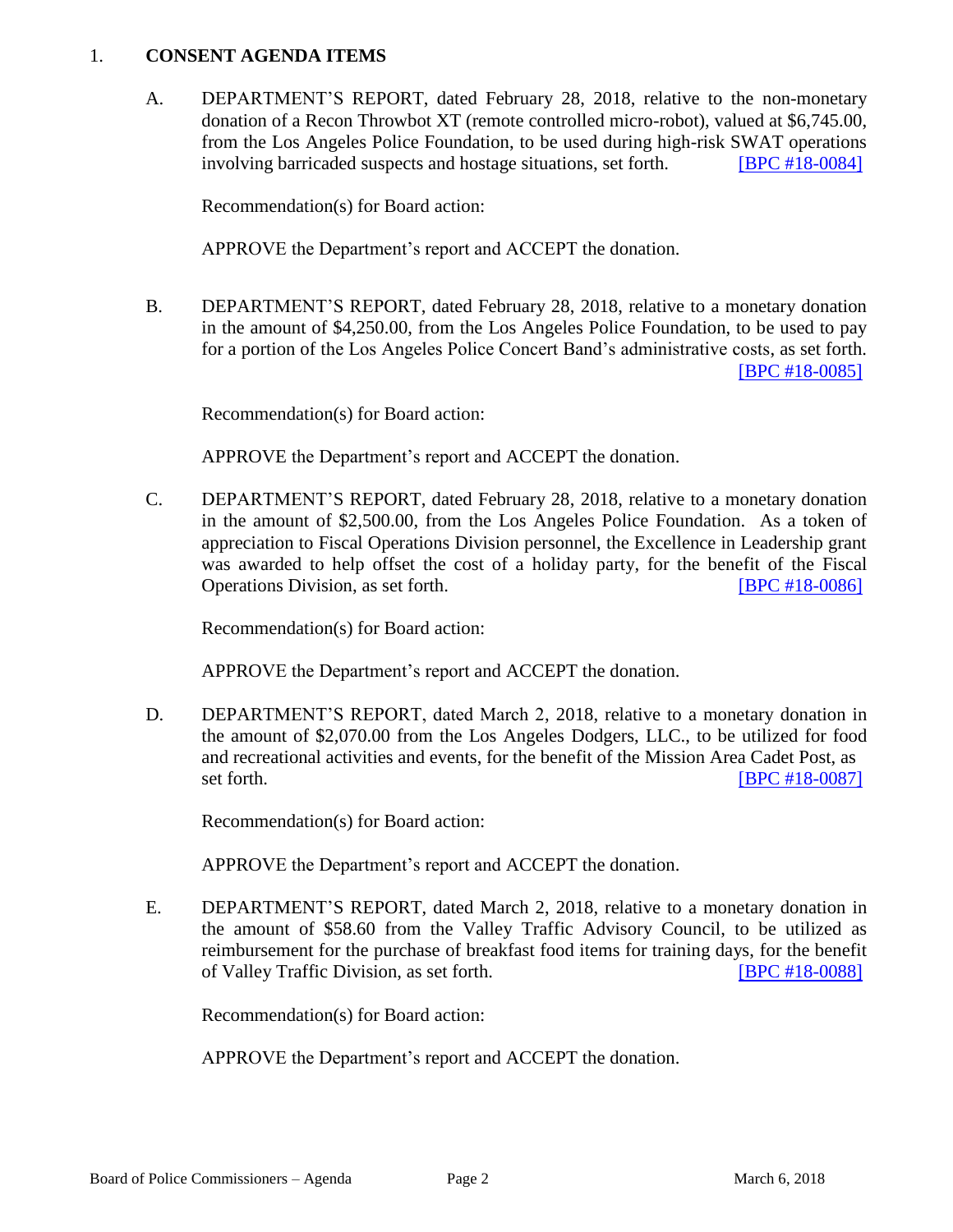## 1. **CONSENT AGENDA ITEMS**

A. DEPARTMENT'S REPORT, dated February 28, 2018, relative to the non-monetary donation of a Recon Throwbot XT (remote controlled micro-robot), valued at $6,745.00, from the Los Angeles Police Foundation, to be used during high-risk SWAT operations involving barricaded suspects and hostage situations, set forth. [BPC #18-0084]

Recommendation(s) for Board action:

APPROVE the Department's report and ACCEPT the donation.

B. DEPARTMENT'S REPORT, dated February 28, 2018, relative to a monetary donation in the amount of $4,250.00, from the Los Angeles Police Foundation, to be used to pay for a portion of the Los Angeles Police Concert Band's administrative costs, as set forth. [BPC #18-0085]

Recommendation(s) for Board action:

APPROVE the Department's report and ACCEPT the donation.

C. DEPARTMENT'S REPORT, dated February 28, 2018, relative to a monetary donation in the amount of $2,500.00, from the Los Angeles Police Foundation. As a token of appreciation to Fiscal Operations Division personnel, the Excellence in Leadership grant was awarded to help offset the cost of a holiday party, for the benefit of the Fiscal Operations Division, as set forth. [BPC #18-0086]

Recommendation(s) for Board action:

APPROVE the Department's report and ACCEPT the donation.

D. DEPARTMENT'S REPORT, dated March 2, 2018, relative to a monetary donation in the amount of $2,070.00 from the Los Angeles Dodgers, LLC., to be utilized for food and recreational activities and events, for the benefit of the Mission Area Cadet Post, as set forth. [BPC #18-0087]

Recommendation(s) for Board action:

APPROVE the Department's report and ACCEPT the donation.

E. DEPARTMENT'S REPORT, dated March 2, 2018, relative to a monetary donation in the amount of $58.60 from the Valley Traffic Advisory Council, to be utilized as reimbursement for the purchase of breakfast food items for training days, for the benefit of Valley Traffic Division, as set forth. [BPC #18-0088]

Recommendation(s) for Board action:

APPROVE the Department's report and ACCEPT the donation.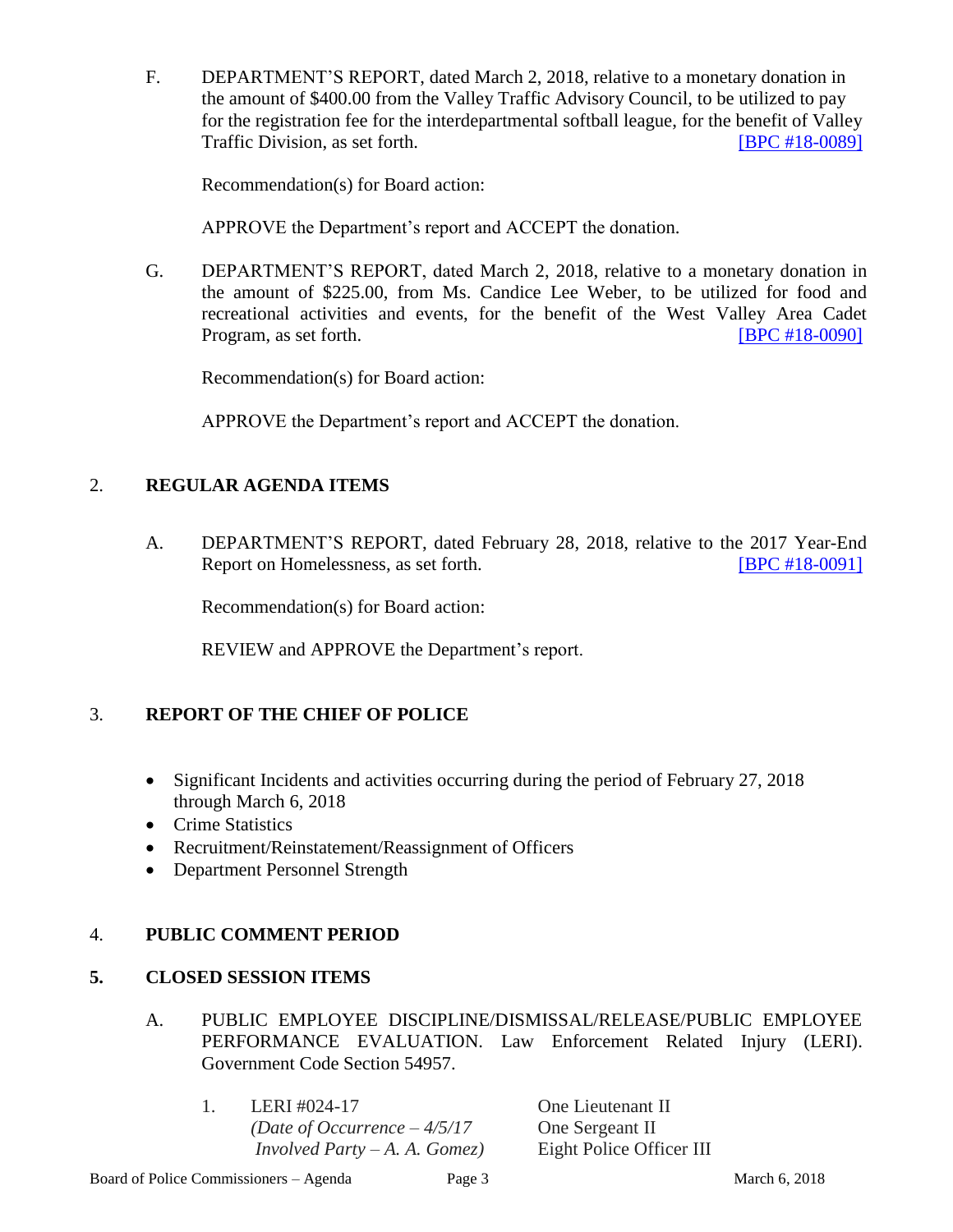F. DEPARTMENT'S REPORT, dated March 2, 2018, relative to a monetary donation in the amount of $400.00 from the Valley Traffic Advisory Council, to be utilized to pay for the registration fee for the interdepartmental softball league, for the benefit of Valley Traffic Division, as set forth. [BPC #18-0089]

Recommendation(s) for Board action:

APPROVE the Department's report and ACCEPT the donation.

G. DEPARTMENT'S REPORT, dated March 2, 2018, relative to a monetary donation in the amount of $225.00, from Ms. Candice Lee Weber, to be utilized for food and recreational activities and events, for the benefit of the West Valley Area Cadet Program, as set forth. [BPC #18-0090]

Recommendation(s) for Board action:

APPROVE the Department's report and ACCEPT the donation.

## 2. REGULAR AGENDA ITEMS

A. DEPARTMENT'S REPORT, dated February 28, 2018, relative to the 2017 Year-End Report on Homelessness, as set forth. [BPC #18-0091]

Recommendation(s) for Board action:

REVIEW and APPROVE the Department's report.

## 3. REPORT OF THE CHIEF OF POLICE

- Significant Incidents and activities occurring during the period of February 27, 2018 through March 6, 2018
- Crime Statistics
- Recruitment/Reinstatement/Reassignment of Officers
- Department Personnel Strength

## 4. PUBLIC COMMENT PERIOD

## 5. CLOSED SESSION ITEMS

A. PUBLIC EMPLOYEE DISCIPLINE/DISMISSAL/RELEASE/PUBLIC EMPLOYEE PERFORMANCE EVALUATION. Law Enforcement Related Injury (LERI). Government Code Section 54957.

1. LERI #024-17
   *(Date of Occurrence – 4/5/17*
   *Involved Party – A. A. Gomez)*

   One Lieutenant II
   One Sergeant II
   Eight Police Officer III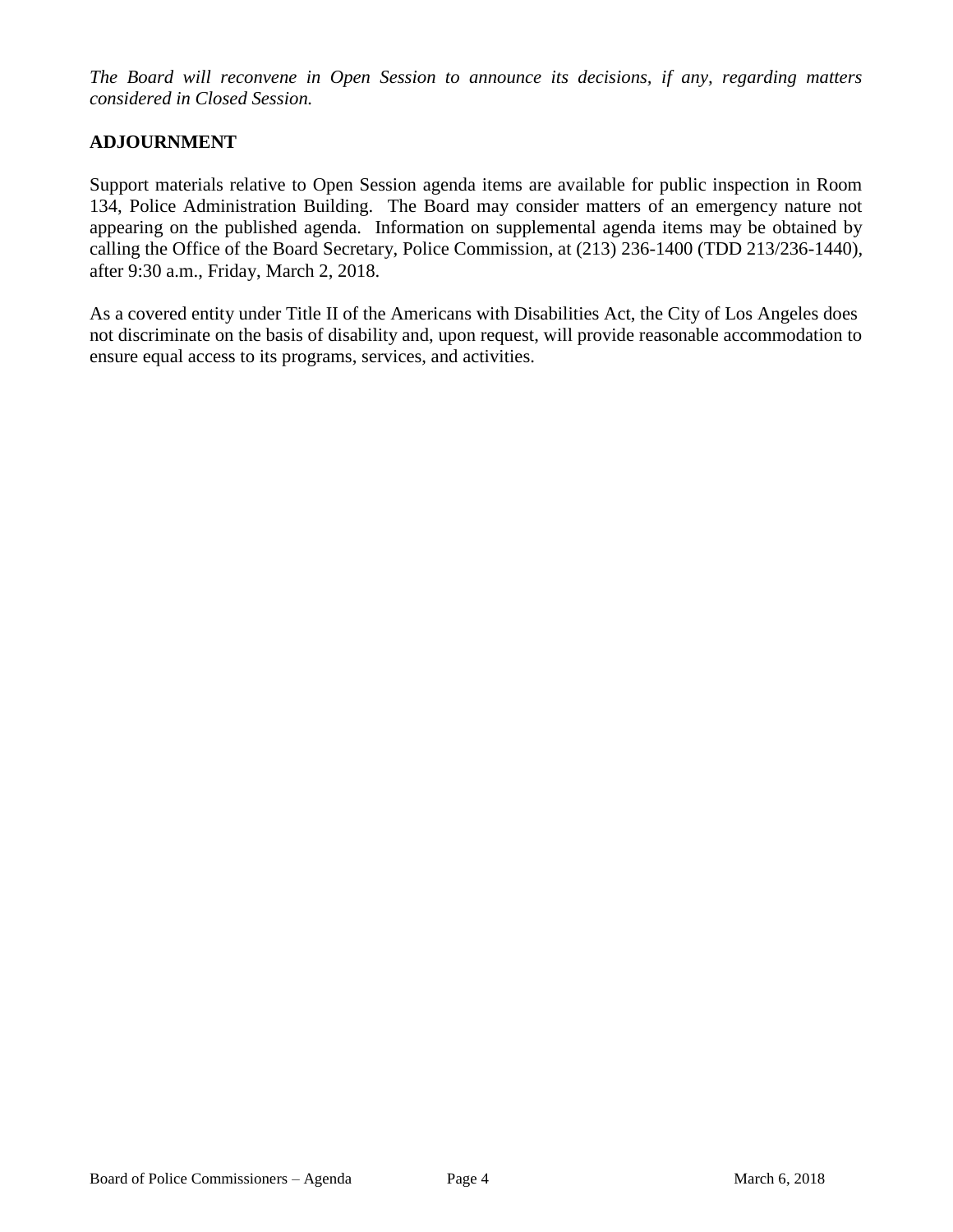*The Board will reconvene in Open Session to announce its decisions, if any, regarding matters considered in Closed Session.*

**ADJOURNMENT**

Support materials relative to Open Session agenda items are available for public inspection in Room 134, Police Administration Building. The Board may consider matters of an emergency nature not appearing on the published agenda. Information on supplemental agenda items may be obtained by calling the Office of the Board Secretary, Police Commission, at (213) 236-1400 (TDD 213/236-1440), after 9:30 a.m., Friday, March 2, 2018.

As a covered entity under Title II of the Americans with Disabilities Act, the City of Los Angeles does not discriminate on the basis of disability and, upon request, will provide reasonable accommodation to ensure equal access to its programs, services, and activities.